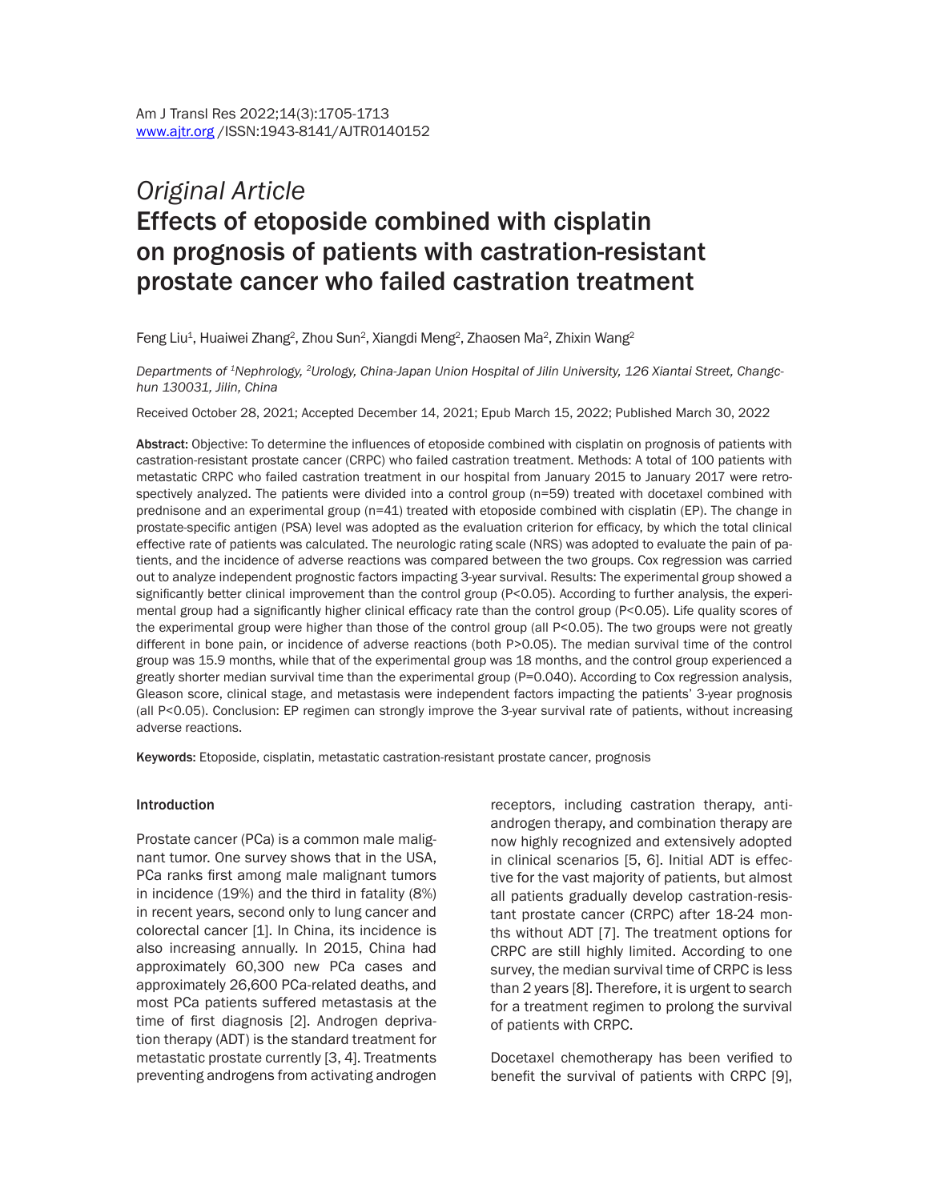*Original Article*

# Effects of etoposide combined with cisplatin on prognosis of patients with castration-resistant prostate cancer who failed castration treatment

Feng Liu[1], Huaiwei Zhang[2], Zhou Sun[2], Xiangdi Meng[2], Zhaosen Ma[2], Zhixin Wang[2]

*Departments of [1]Nephrology, [2]Urology, China-Japan Union Hospital of Jilin University, 126 Xiantai Street, Changchun 130031, Jilin, China*

Received October 28, 2021; Accepted December 14, 2021; Epub March 15, 2022; Published March 30, 2022

**Abstract:** Objective: To determine the influences of etoposide combined with cisplatin on prognosis of patients with castration-resistant prostate cancer (CRPC) who failed castration treatment. Methods: A total of 100 patients with metastatic CRPC who failed castration treatment in our hospital from January 2015 to January 2017 were retrospectively analyzed. The patients were divided into a control group (n=59) treated with docetaxel combined with prednisone and an experimental group (n=41) treated with etoposide combined with cisplatin (EP). The change in prostate-specific antigen (PSA) level was adopted as the evaluation criterion for efficacy, by which the total clinical effective rate of patients was calculated. The neurologic rating scale (NRS) was adopted to evaluate the pain of patients, and the incidence of adverse reactions was compared between the two groups. Cox regression was carried out to analyze independent prognostic factors impacting 3-year survival. Results: The experimental group showed a significantly better clinical improvement than the control group (P<0.05). According to further analysis, the experimental group had a significantly higher clinical efficacy rate than the control group (P<0.05). Life quality scores of the experimental group were higher than those of the control group (all P<0.05). The two groups were not greatly different in bone pain, or incidence of adverse reactions (both P>0.05). The median survival time of the control group was 15.9 months, while that of the experimental group was 18 months, and the control group experienced a greatly shorter median survival time than the experimental group (P=0.040). According to Cox regression analysis, Gleason score, clinical stage, and metastasis were independent factors impacting the patients' 3-year prognosis (all P<0.05). Conclusion: EP regimen can strongly improve the 3-year survival rate of patients, without increasing adverse reactions.

**Keywords:** Etoposide, cisplatin, metastatic castration-resistant prostate cancer, prognosis

## Introduction

Prostate cancer (PCa) is a common male malignant tumor. One survey shows that in the USA, PCa ranks first among male malignant tumors in incidence (19%) and the third in fatality (8%) in recent years, second only to lung cancer and colorectal cancer [1]. In China, its incidence is also increasing annually. In 2015, China had approximately 60,300 new PCa cases and approximately 26,600 PCa-related deaths, and most PCa patients suffered metastasis at the time of first diagnosis [2]. Androgen deprivation therapy (ADT) is the standard treatment for metastatic prostate currently [3, 4]. Treatments preventing androgens from activating androgen receptors, including castration therapy, anti-androgen therapy, and combination therapy are now highly recognized and extensively adopted in clinical scenarios [5, 6]. Initial ADT is effective for the vast majority of patients, but almost all patients gradually develop castration-resistant prostate cancer (CRPC) after 18-24 months without ADT [7]. The treatment options for CRPC are still highly limited. According to one survey, the median survival time of CRPC is less than 2 years [8]. Therefore, it is urgent to search for a treatment regimen to prolong the survival of patients with CRPC.

Docetaxel chemotherapy has been verified to benefit the survival of patients with CRPC [9],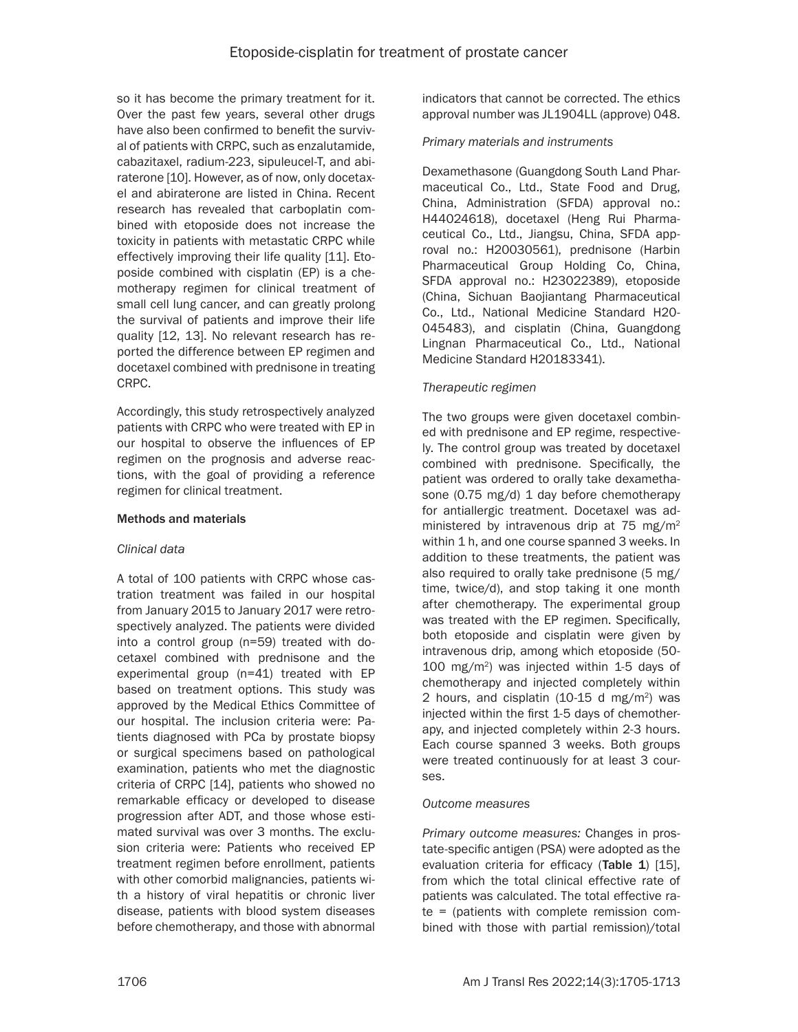so it has become the primary treatment for it. Over the past few years, several other drugs have also been confirmed to benefit the survival of patients with CRPC, such as enzalutamide, cabazitaxel, radium-223, sipuleucel-T, and abiraterone [10]. However, as of now, only docetaxel and abiraterone are listed in China. Recent research has revealed that carboplatin combined with etoposide does not increase the toxicity in patients with metastatic CRPC while effectively improving their life quality [11]. Etoposide combined with cisplatin (EP) is a chemotherapy regimen for clinical treatment of small cell lung cancer, and can greatly prolong the survival of patients and improve their life quality [12, 13]. No relevant research has reported the difference between EP regimen and docetaxel combined with prednisone in treating CRPC.

Accordingly, this study retrospectively analyzed patients with CRPC who were treated with EP in our hospital to observe the influences of EP regimen on the prognosis and adverse reactions, with the goal of providing a reference regimen for clinical treatment.

## Methods and materials

### *Clinical data*

A total of 100 patients with CRPC whose castration treatment was failed in our hospital from January 2015 to January 2017 were retrospectively analyzed. The patients were divided into a control group (n=59) treated with docetaxel combined with prednisone and the experimental group (n=41) treated with EP based on treatment options. This study was approved by the Medical Ethics Committee of our hospital. The inclusion criteria were: Patients diagnosed with PCa by prostate biopsy or surgical specimens based on pathological examination, patients who met the diagnostic criteria of CRPC [14], patients who showed no remarkable efficacy or developed to disease progression after ADT, and those whose estimated survival was over 3 months. The exclusion criteria were: Patients who received EP treatment regimen before enrollment, patients with other comorbid malignancies, patients with a history of viral hepatitis or chronic liver disease, patients with blood system diseases before chemotherapy, and those with abnormal indicators that cannot be corrected. The ethics approval number was JL1904LL (approve) 048.

### *Primary materials and instruments*

Dexamethasone (Guangdong South Land Pharmaceutical Co., Ltd., State Food and Drug, China, Administration (SFDA) approval no.: H44024618), docetaxel (Heng Rui Pharmaceutical Co., Ltd., Jiangsu, China, SFDA approval no.: H20030561), prednisone (Harbin Pharmaceutical Group Holding Co, China, SFDA approval no.: H23022389), etoposide (China, Sichuan Baojiantang Pharmaceutical Co., Ltd., National Medicine Standard H20-045483), and cisplatin (China, Guangdong Lingnan Pharmaceutical Co., Ltd., National Medicine Standard H20183341).

### *Therapeutic regimen*

The two groups were given docetaxel combined with prednisone and EP regime, respectively. The control group was treated by docetaxel combined with prednisone. Specifically, the patient was ordered to orally take dexamethasone (0.75 mg/d) 1 day before chemotherapy for antiallergic treatment. Docetaxel was administered by intravenous drip at 75 mg/m$^2$ within 1 h, and one course spanned 3 weeks. In addition to these treatments, the patient was also required to orally take prednisone (5 mg/time, twice/d), and stop taking it one month after chemotherapy. The experimental group was treated with the EP regimen. Specifically, both etoposide and cisplatin were given by intravenous drip, among which etoposide (50-100 mg/m$^2$) was injected within 1-5 days of chemotherapy and injected completely within 2 hours, and cisplatin (10-15 d mg/m$^2$) was injected within the first 1-5 days of chemotherapy, and injected completely within 2-3 hours. Each course spanned 3 weeks. Both groups were treated continuously for at least 3 courses.

### *Outcome measures*

*Primary outcome measures:* Changes in prostate-specific antigen (PSA) were adopted as the evaluation criteria for efficacy (**Table 1**) [15], from which the total clinical effective rate of patients was calculated. The total effective rate = (patients with complete remission combined with those with partial remission)/total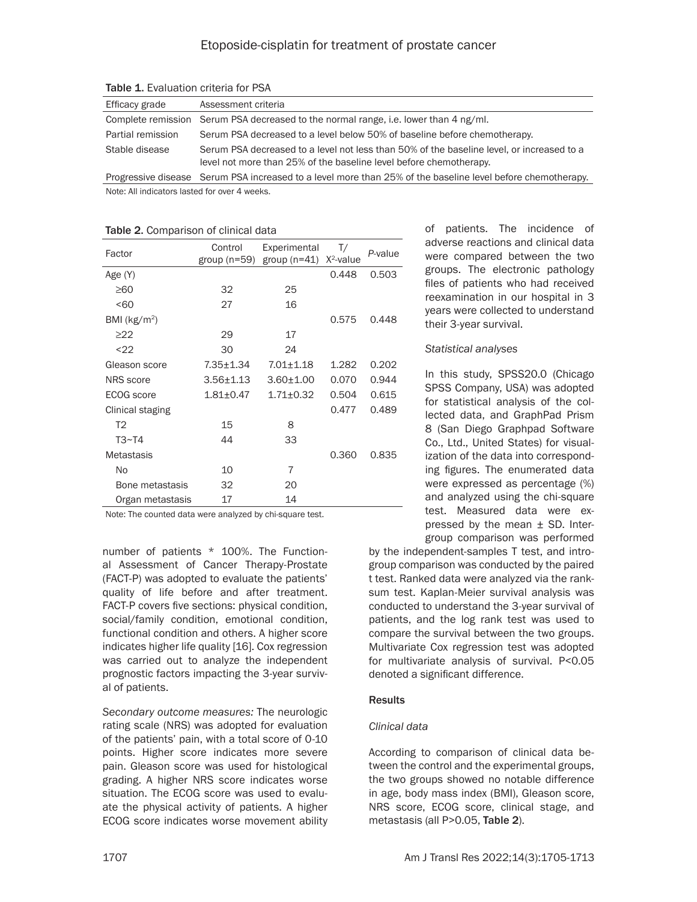**Table 1.** Evaluation criteria for PSA

| Efficacy grade | Assessment criteria |
|---|---|
| Complete remission | Serum PSA decreased to the normal range, i.e. lower than 4 ng/ml. |
| Partial remission | Serum PSA decreased to a level below 50% of baseline before chemotherapy. |
| Stable disease | Serum PSA decreased to a level not less than 50% of the baseline level, or increased to a level not more than 25% of the baseline level before chemotherapy. |
| Progressive disease | Serum PSA increased to a level more than 25% of the baseline level before chemotherapy. |

Note: All indicators lasted for over 4 weeks.

**Table 2.** Comparison of clinical data

| Factor | Control group (n=59) | Experimental group (n=41) | T/ $X^2$-value | *P*-value |
|---|---|---|---|---|
| Age (Y) | | | 0.448 | 0.503 |
| ≥60 | 32 | 25 | | |
| <60 | 27 | 16 | | |
| BMI (kg/m$^2$) | | | 0.575 | 0.448 |
| ≥22 | 29 | 17 | | |
| <22 | 30 | 24 | | |
| Gleason score | 7.35±1.34 | 7.01±1.18 | 1.282 | 0.202 |
| NRS score | 3.56±1.13 | 3.60±1.00 | 0.070 | 0.944 |
| ECOG score | 1.81±0.47 | 1.71±0.32 | 0.504 | 0.615 |
| Clinical staging | | | 0.477 | 0.489 |
| T2 | 15 | 8 | | |
| T3~T4 | 44 | 33 | | |
| Metastasis | | | 0.360 | 0.835 |
| No | 10 | 7 | | |
| Bone metastasis | 32 | 20 | | |
| Organ metastasis | 17 | 14 | | |

Note: The counted data were analyzed by chi-square test.

number of patients * 100%. The Functional Assessment of Cancer Therapy-Prostate (FACT-P) was adopted to evaluate the patients' quality of life before and after treatment. FACT-P covers five sections: physical condition, social/family condition, emotional condition, functional condition and others. A higher score indicates higher life quality [16]. Cox regression was carried out to analyze the independent prognostic factors impacting the 3-year survival of patients.

*Secondary outcome measures:* The neurologic rating scale (NRS) was adopted for evaluation of the patients' pain, with a total score of 0-10 points. Higher score indicates more severe pain. Gleason score was used for histological grading. A higher NRS score indicates worse situation. The ECOG score was used to evaluate the physical activity of patients. A higher ECOG score indicates worse movement ability of patients. The incidence of adverse reactions and clinical data were compared between the two groups. The electronic pathology files of patients who had received reexamination in our hospital in 3 years were collected to understand their 3-year survival.

*Statistical analyses*

In this study, SPSS20.0 (Chicago SPSS Company, USA) was adopted for statistical analysis of the collected data, and GraphPad Prism 8 (San Diego Graphpad Software Co., Ltd., United States) for visualization of the data into corresponding figures. The enumerated data were expressed as percentage (%) and analyzed using the chi-square test. Measured data were expressed by the mean ± SD. Inter-group comparison was performed by the independent-samples T test, and intro-group comparison was conducted by the paired t test. Ranked data were analyzed via the rank-sum test. Kaplan-Meier survival analysis was conducted to understand the 3-year survival of patients, and the log rank test was used to compare the survival between the two groups. Multivariate Cox regression test was adopted for multivariate analysis of survival. $P<0.05$ denoted a significant difference.

## Results

*Clinical data*

According to comparison of clinical data between the control and the experimental groups, the two groups showed no notable difference in age, body mass index (BMI), Gleason score, NRS score, ECOG score, clinical stage, and metastasis (all $P>0.05$, **Table 2**).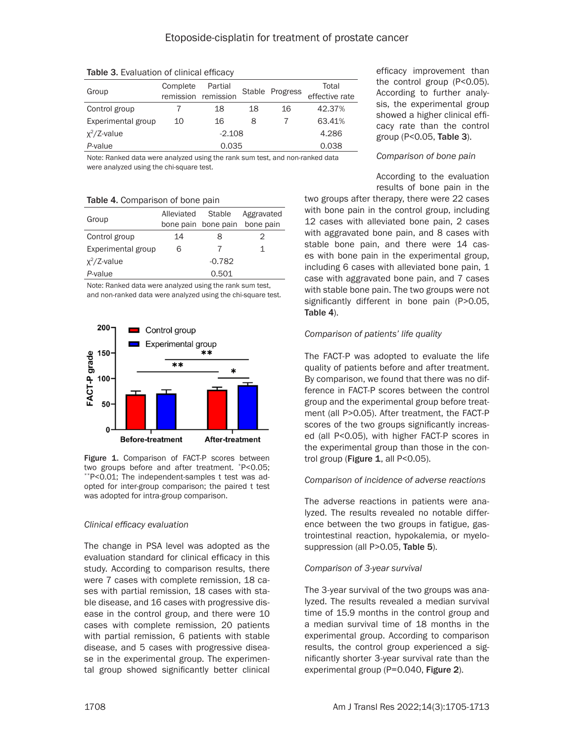Table 3. Evaluation of clinical efficacy

| Group | Complete remission | Partial remission | Stable | Progress | Total effective rate |
|---|---|---|---|---|---|
| Control group | 7 | 18 | 18 | 16 | 42.37% |
| Experimental group | 10 | 16 | 8 | 7 | 63.41% |
| $\chi^2$/Z-value | | -2.108 | | | 4.286 |
| *P*-value | | 0.035 | | | 0.038 |

Note: Ranked data were analyzed using the rank sum test, and non-ranked data were analyzed using the chi-square test.

Table 4. Comparison of bone pain

| Group | Alleviated bone pain | Stable bone pain | Aggravated bone pain |
|---|---|---|---|
| Control group | 14 | 8 | 2 |
| Experimental group | 6 | 7 | 1 |
| $\chi^2$/Z-value | | -0.782 | |
| *P*-value | | 0.501 | |

Note: Ranked data were analyzed using the rank sum test, and non-ranked data were analyzed using the chi-square test.

Figure 1. Comparison of FACT-P scores between two groups before and after treatment. *P<0.05; **P<0.01; The independent-samples t test was adopted for inter-group comparison; the paired t test was adopted for intra-group comparison.

*Clinical efficacy evaluation*

The change in PSA level was adopted as the evaluation standard for clinical efficacy in this study. According to comparison results, there were 7 cases with complete remission, 18 cases with partial remission, 18 cases with stable disease, and 16 cases with progressive disease in the control group, and there were 10 cases with complete remission, 20 patients with partial remission, 6 patients with stable disease, and 5 cases with progressive disease in the experimental group. The experimental group showed significantly better clinical efficacy improvement than the control group (P<0.05). According to further analysis, the experimental group showed a higher clinical efficacy rate than the control group (P<0.05, **Table 3**).

*Comparison of bone pain*

According to the evaluation results of bone pain in the two groups after therapy, there were 22 cases with bone pain in the control group, including 12 cases with alleviated bone pain, 2 cases with aggravated bone pain, and 8 cases with stable bone pain, and there were 14 cases with bone pain in the experimental group, including 6 cases with alleviated bone pain, 1 case with aggravated bone pain, and 7 cases with stable bone pain. The two groups were not significantly different in bone pain (P>0.05, **Table 4**).

*Comparison of patients' life quality*

The FACT-P was adopted to evaluate the life quality of patients before and after treatment. By comparison, we found that there was no difference in FACT-P scores between the control group and the experimental group before treatment (all P>0.05). After treatment, the FACT-P scores of the two groups significantly increased (all P<0.05), with higher FACT-P scores in the experimental group than those in the control group (**Figure 1**, all P<0.05).

*Comparison of incidence of adverse reactions*

The adverse reactions in patients were analyzed. The results revealed no notable difference between the two groups in fatigue, gastrointestinal reaction, hypokalemia, or myelosuppression (all P>0.05, **Table 5**).

*Comparison of 3-year survival*

The 3-year survival of the two groups was analyzed. The results revealed a median survival time of 15.9 months in the control group and a median survival time of 18 months in the experimental group. According to comparison results, the control group experienced a significantly shorter 3-year survival rate than the experimental group (P=0.040, **Figure 2**).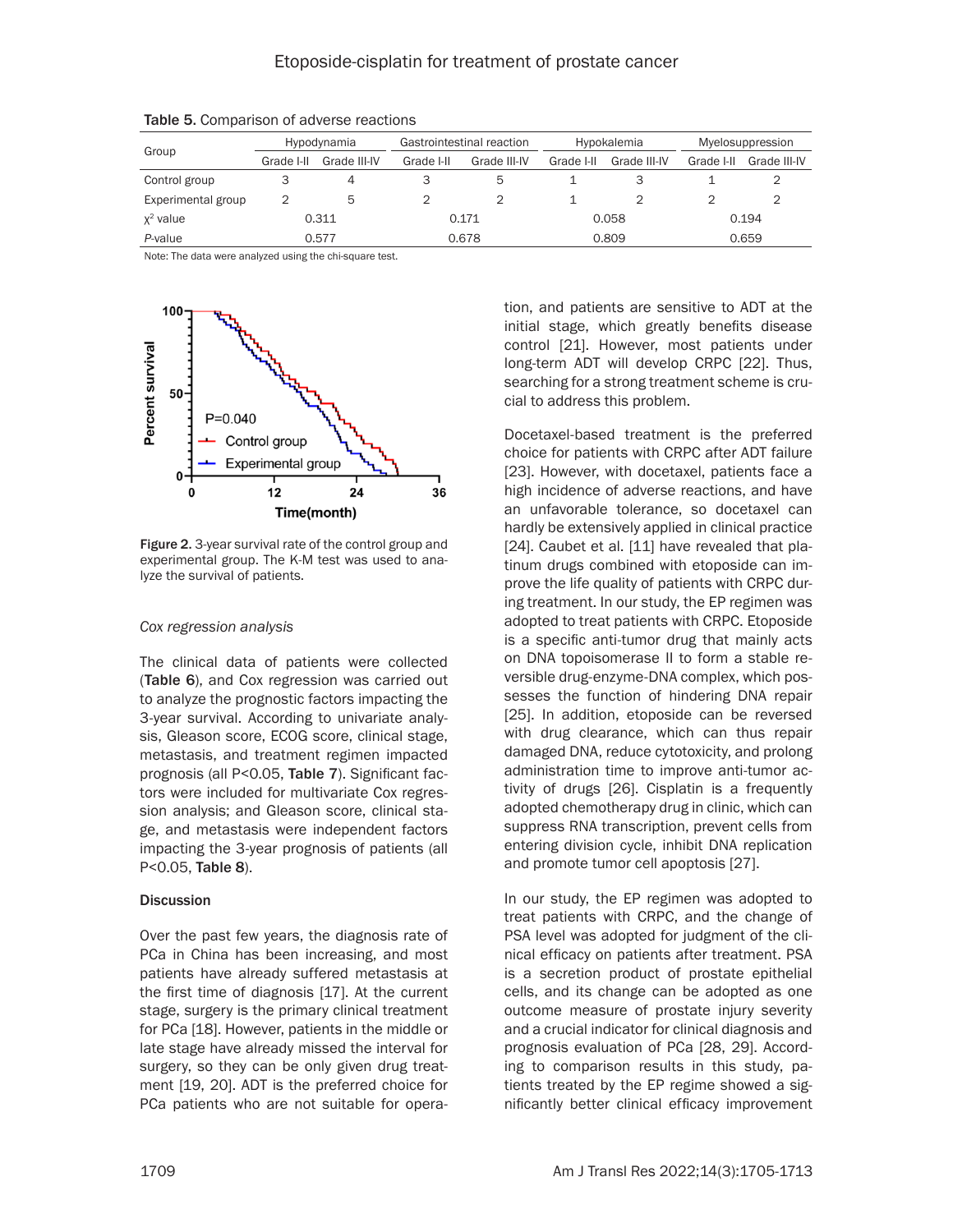Table 5. Comparison of adverse reactions

| Group | Hypodynamia | | Gastrointestinal reaction | | Hypokalemia | | Myelosuppression | |
|---|---|---|---|---|---|---|---|---|
| | Grade I-II | Grade III-IV | Grade I-II | Grade III-IV | Grade I-II | Grade III-IV | Grade I-II | Grade III-IV |
| Control group | 3 | 4 | 3 | 5 | 1 | 3 | 1 | 2 |
| Experimental group | 2 | 5 | 2 | 2 | 1 | 2 | 2 | 2 |
| $\chi^2$ value | 0.311 | | 0.171 | | 0.058 | | 0.194 | |
| *P*-value | 0.577 | | 0.678 | | 0.809 | | 0.659 | |

Note: The data were analyzed using the chi-square test.

Figure 2. 3-year survival rate of the control group and experimental group. The K-M test was used to analyze the survival of patients.

*Cox regression analysis*

The clinical data of patients were collected (**Table 6**), and Cox regression was carried out to analyze the prognostic factors impacting the 3-year survival. According to univariate analysis, Gleason score, ECOG score, clinical stage, metastasis, and treatment regimen impacted prognosis (all P<0.05, **Table 7**). Significant factors were included for multivariate Cox regression analysis; and Gleason score, clinical stage, and metastasis were independent factors impacting the 3-year prognosis of patients (all P<0.05, **Table 8**).

## Discussion

Over the past few years, the diagnosis rate of PCa in China has been increasing, and most patients have already suffered metastasis at the first time of diagnosis [17]. At the current stage, surgery is the primary clinical treatment for PCa [18]. However, patients in the middle or late stage have already missed the interval for surgery, so they can be only given drug treatment [19, 20]. ADT is the preferred choice for PCa patients who are not suitable for operation, and patients are sensitive to ADT at the initial stage, which greatly benefits disease control [21]. However, most patients under long-term ADT will develop CRPC [22]. Thus, searching for a strong treatment scheme is crucial to address this problem.

Docetaxel-based treatment is the preferred choice for patients with CRPC after ADT failure [23]. However, with docetaxel, patients face a high incidence of adverse reactions, and have an unfavorable tolerance, so docetaxel can hardly be extensively applied in clinical practice [24]. Caubet et al. [11] have revealed that platinum drugs combined with etoposide can improve the life quality of patients with CRPC during treatment. In our study, the EP regimen was adopted to treat patients with CRPC. Etoposide is a specific anti-tumor drug that mainly acts on DNA topoisomerase II to form a stable reversible drug-enzyme-DNA complex, which possesses the function of hindering DNA repair [25]. In addition, etoposide can be reversed with drug clearance, which can thus repair damaged DNA, reduce cytotoxicity, and prolong administration time to improve anti-tumor activity of drugs [26]. Cisplatin is a frequently adopted chemotherapy drug in clinic, which can suppress RNA transcription, prevent cells from entering division cycle, inhibit DNA replication and promote tumor cell apoptosis [27].

In our study, the EP regimen was adopted to treat patients with CRPC, and the change of PSA level was adopted for judgment of the clinical efficacy on patients after treatment. PSA is a secretion product of prostate epithelial cells, and its change can be adopted as one outcome measure of prostate injury severity and a crucial indicator for clinical diagnosis and prognosis evaluation of PCa [28, 29]. According to comparison results in this study, patients treated by the EP regime showed a significantly better clinical efficacy improvement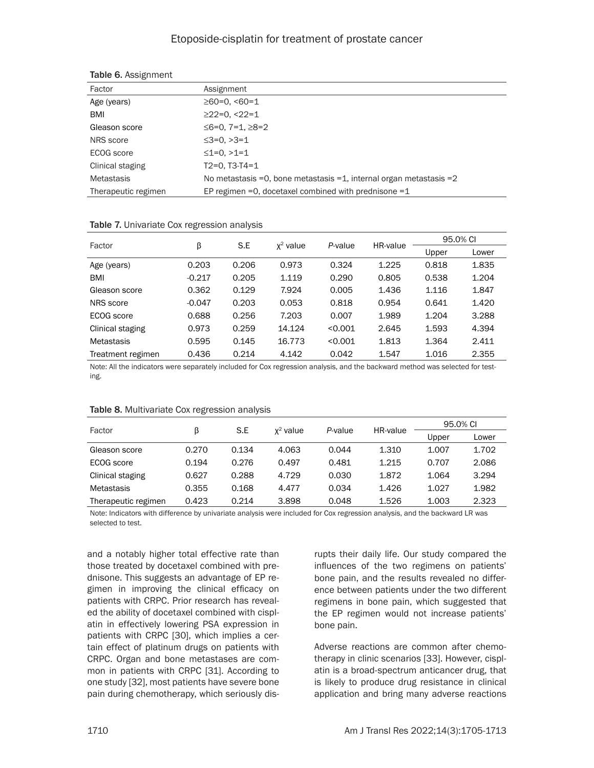**Table 6.** Assignment

| Factor | Assignment |
|---|---|
| Age (years) | ≥60=0, <60=1 |
| BMI | ≥22=0, <22=1 |
| Gleason score | ≤6=0, 7=1, ≥8=2 |
| NRS score | ≤3=0, >3=1 |
| ECOG score | ≤1=0, >1=1 |
| Clinical staging | T2=0, T3-T4=1 |
| Metastasis | No metastasis =0, bone metastasis =1, internal organ metastasis =2 |
| Therapeutic regimen | EP regimen =0, docetaxel combined with prednisone =1 |

**Table 7.** Univariate Cox regression analysis

| Factor | β | S.E | $\chi^2$ value | *P*-value | HR-value | 95.0% CI | |
|---|---|---|---|---|---|---|---|
| | | | | | | Upper | Lower |
| Age (years) | 0.203 | 0.206 | 0.973 | 0.324 | 1.225 | 0.818 | 1.835 |
| BMI | -0.217 | 0.205 | 1.119 | 0.290 | 0.805 | 0.538 | 1.204 |
| Gleason score | 0.362 | 0.129 | 7.924 | 0.005 | 1.436 | 1.116 | 1.847 |
| NRS score | -0.047 | 0.203 | 0.053 | 0.818 | 0.954 | 0.641 | 1.420 |
| ECOG score | 0.688 | 0.256 | 7.203 | 0.007 | 1.989 | 1.204 | 3.288 |
| Clinical staging | 0.973 | 0.259 | 14.124 | <0.001 | 2.645 | 1.593 | 4.394 |
| Metastasis | 0.595 | 0.145 | 16.773 | <0.001 | 1.813 | 1.364 | 2.411 |
| Treatment regimen | 0.436 | 0.214 | 4.142 | 0.042 | 1.547 | 1.016 | 2.355 |

Note: All the indicators were separately included for Cox regression analysis, and the backward method was selected for testing.

**Table 8.** Multivariate Cox regression analysis

| Factor | β | S.E | $\chi^2$ value | *P*-value | HR-value | 95.0% CI | |
|---|---|---|---|---|---|---|---|
| | | | | | | Upper | Lower |
| Gleason score | 0.270 | 0.134 | 4.063 | 0.044 | 1.310 | 1.007 | 1.702 |
| ECOG score | 0.194 | 0.276 | 0.497 | 0.481 | 1.215 | 0.707 | 2.086 |
| Clinical staging | 0.627 | 0.288 | 4.729 | 0.030 | 1.872 | 1.064 | 3.294 |
| Metastasis | 0.355 | 0.168 | 4.477 | 0.034 | 1.426 | 1.027 | 1.982 |
| Therapeutic regimen | 0.423 | 0.214 | 3.898 | 0.048 | 1.526 | 1.003 | 2.323 |

Note: Indicators with difference by univariate analysis were included for Cox regression analysis, and the backward LR was selected to test.

and a notably higher total effective rate than those treated by docetaxel combined with prednisone. This suggests an advantage of EP regimen in improving the clinical efficacy on patients with CRPC. Prior research has revealed the ability of docetaxel combined with cisplatin in effectively lowering PSA expression in patients with CRPC [30], which implies a certain effect of platinum drugs on patients with CRPC. Organ and bone metastases are common in patients with CRPC [31]. According to one study [32], most patients have severe bone pain during chemotherapy, which seriously disrupts their daily life. Our study compared the influences of the two regimens on patients' bone pain, and the results revealed no difference between patients under the two different regimens in bone pain, which suggested that the EP regimen would not increase patients' bone pain.

Adverse reactions are common after chemotherapy in clinic scenarios [33]. However, cisplatin is a broad-spectrum anticancer drug, that is likely to produce drug resistance in clinical application and bring many adverse reactions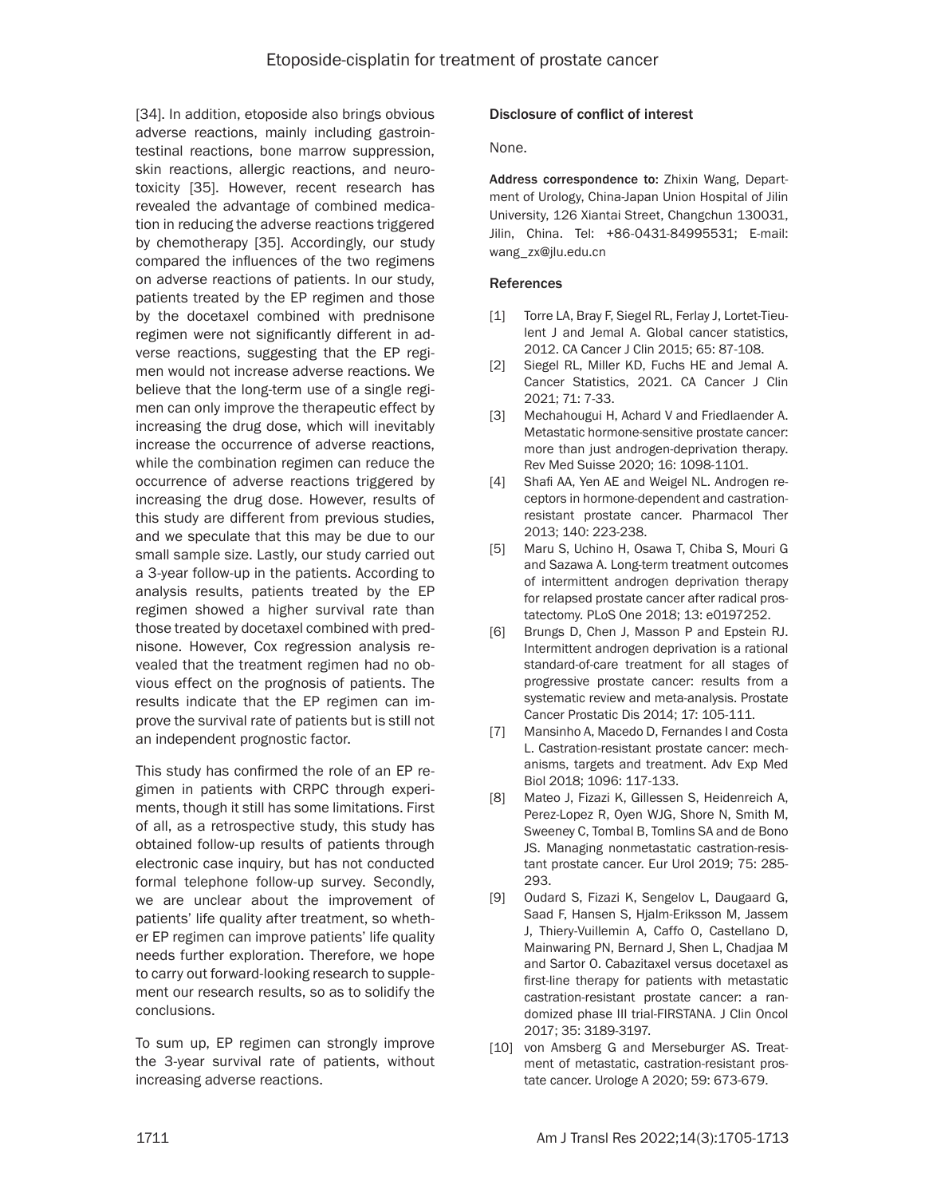[34]. In addition, etoposide also brings obvious adverse reactions, mainly including gastrointestinal reactions, bone marrow suppression, skin reactions, allergic reactions, and neurotoxicity [35]. However, recent research has revealed the advantage of combined medication in reducing the adverse reactions triggered by chemotherapy [35]. Accordingly, our study compared the influences of the two regimens on adverse reactions of patients. In our study, patients treated by the EP regimen and those by the docetaxel combined with prednisone regimen were not significantly different in adverse reactions, suggesting that the EP regimen would not increase adverse reactions. We believe that the long-term use of a single regimen can only improve the therapeutic effect by increasing the drug dose, which will inevitably increase the occurrence of adverse reactions, while the combination regimen can reduce the occurrence of adverse reactions triggered by increasing the drug dose. However, results of this study are different from previous studies, and we speculate that this may be due to our small sample size. Lastly, our study carried out a 3-year follow-up in the patients. According to analysis results, patients treated by the EP regimen showed a higher survival rate than those treated by docetaxel combined with prednisone. However, Cox regression analysis revealed that the treatment regimen had no obvious effect on the prognosis of patients. The results indicate that the EP regimen can improve the survival rate of patients but is still not an independent prognostic factor.

This study has confirmed the role of an EP regimen in patients with CRPC through experiments, though it still has some limitations. First of all, as a retrospective study, this study has obtained follow-up results of patients through electronic case inquiry, but has not conducted formal telephone follow-up survey. Secondly, we are unclear about the improvement of patients' life quality after treatment, so whether EP regimen can improve patients' life quality needs further exploration. Therefore, we hope to carry out forward-looking research to supplement our research results, so as to solidify the conclusions.

To sum up, EP regimen can strongly improve the 3-year survival rate of patients, without increasing adverse reactions.

#### Disclosure of conflict of interest

None.

**Address correspondence to:** Zhixin Wang, Department of Urology, China-Japan Union Hospital of Jilin University, 126 Xiantai Street, Changchun 130031, Jilin, China. Tel: +86-0431-84995531; E-mail: wang_zx@jlu.edu.cn

#### References

[1] Torre LA, Bray F, Siegel RL, Ferlay J, Lortet-Tieulent J and Jemal A. Global cancer statistics, 2012. CA Cancer J Clin 2015; 65: 87-108.

[2] Siegel RL, Miller KD, Fuchs HE and Jemal A. Cancer Statistics, 2021. CA Cancer J Clin 2021; 71: 7-33.

[3] Mechahougui H, Achard V and Friedlaender A. Metastatic hormone-sensitive prostate cancer: more than just androgen-deprivation therapy. Rev Med Suisse 2020; 16: 1098-1101.

[4] Shafi AA, Yen AE and Weigel NL. Androgen receptors in hormone-dependent and castration-resistant prostate cancer. Pharmacol Ther 2013; 140: 223-238.

[5] Maru S, Uchino H, Osawa T, Chiba S, Mouri G and Sazawa A. Long-term treatment outcomes of intermittent androgen deprivation therapy for relapsed prostate cancer after radical prostatectomy. PLoS One 2018; 13: e0197252.

[6] Brungs D, Chen J, Masson P and Epstein RJ. Intermittent androgen deprivation is a rational standard-of-care treatment for all stages of progressive prostate cancer: results from a systematic review and meta-analysis. Prostate Cancer Prostatic Dis 2014; 17: 105-111.

[7] Mansinho A, Macedo D, Fernandes I and Costa L. Castration-resistant prostate cancer: mechanisms, targets and treatment. Adv Exp Med Biol 2018; 1096: 117-133.

[8] Mateo J, Fizazi K, Gillessen S, Heidenreich A, Perez-Lopez R, Oyen WJG, Shore N, Smith M, Sweeney C, Tombal B, Tomlins SA and de Bono JS. Managing nonmetastatic castration-resistant prostate cancer. Eur Urol 2019; 75: 285-293.

[9] Oudard S, Fizazi K, Sengelov L, Daugaard G, Saad F, Hansen S, Hjalm-Eriksson M, Jassem J, Thiery-Vuillemin A, Caffo O, Castellano D, Mainwaring PN, Bernard J, Shen L, Chadjaa M and Sartor O. Cabazitaxel versus docetaxel as first-line therapy for patients with metastatic castration-resistant prostate cancer: a randomized phase III trial-FIRSTANA. J Clin Oncol 2017; 35: 3189-3197.

[10] von Amsberg G and Merseburger AS. Treatment of metastatic, castration-resistant prostate cancer. Urologe A 2020; 59: 673-679.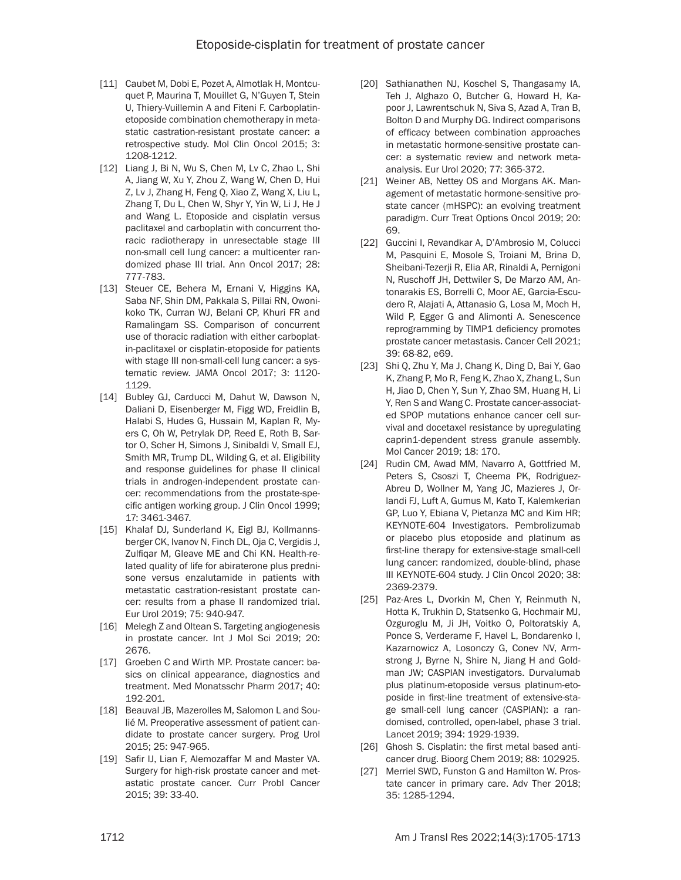[11] Caubet M, Dobi E, Pozet A, Almotlak H, Montcuquet P, Maurina T, Mouillet G, N'Guyen T, Stein U, Thiery-Vuillemin A and Fiteni F. Carboplatin-etoposide combination chemotherapy in metastatic castration-resistant prostate cancer: a retrospective study. Mol Clin Oncol 2015; 3: 1208-1212.

[12] Liang J, Bi N, Wu S, Chen M, Lv C, Zhao L, Shi A, Jiang W, Xu Y, Zhou Z, Wang W, Chen D, Hui Z, Lv J, Zhang H, Feng Q, Xiao Z, Wang X, Liu L, Zhang T, Du L, Chen W, Shyr Y, Yin W, Li J, He J and Wang L. Etoposide and cisplatin versus paclitaxel and carboplatin with concurrent thoracic radiotherapy in unresectable stage III non-small cell lung cancer: a multicenter randomized phase III trial. Ann Oncol 2017; 28: 777-783.

[13] Steuer CE, Behera M, Ernani V, Higgins KA, Saba NF, Shin DM, Pakkala S, Pillai RN, Owonikoko TK, Curran WJ, Belani CP, Khuri FR and Ramalingam SS. Comparison of concurrent use of thoracic radiation with either carboplatin-paclitaxel or cisplatin-etoposide for patients with stage III non-small-cell lung cancer: a systematic review. JAMA Oncol 2017; 3: 1120-1129.

[14] Bubley GJ, Carducci M, Dahut W, Dawson N, Daliani D, Eisenberger M, Figg WD, Freidlin B, Halabi S, Hudes G, Hussain M, Kaplan R, Myers C, Oh W, Petrylak DP, Reed E, Roth B, Sartor O, Scher H, Simons J, Sinibaldi V, Small EJ, Smith MR, Trump DL, Wilding G, et al. Eligibility and response guidelines for phase II clinical trials in androgen-independent prostate cancer: recommendations from the prostate-specific antigen working group. J Clin Oncol 1999; 17: 3461-3467.

[15] Khalaf DJ, Sunderland K, Eigl BJ, Kollmannsberger CK, Ivanov N, Finch DL, Oja C, Vergidis J, Zulfiqar M, Gleave ME and Chi KN. Health-related quality of life for abiraterone plus prednisone versus enzalutamide in patients with metastatic castration-resistant prostate cancer: results from a phase II randomized trial. Eur Urol 2019; 75: 940-947.

[16] Melegh Z and Oltean S. Targeting angiogenesis in prostate cancer. Int J Mol Sci 2019; 20: 2676.

[17] Groeben C and Wirth MP. Prostate cancer: basics on clinical appearance, diagnostics and treatment. Med Monatsschr Pharm 2017; 40: 192-201.

[18] Beauval JB, Mazerolles M, Salomon L and Soulié M. Preoperative assessment of patient candidate to prostate cancer surgery. Prog Urol 2015; 25: 947-965.

[19] Safir IJ, Lian F, Alemozaffar M and Master VA. Surgery for high-risk prostate cancer and metastatic prostate cancer. Curr Probl Cancer 2015; 39: 33-40.

[20] Sathianathen NJ, Koschel S, Thangasamy IA, Teh J, Alghazo O, Butcher G, Howard H, Kapoor J, Lawrentschuk N, Siva S, Azad A, Tran B, Bolton D and Murphy DG. Indirect comparisons of efficacy between combination approaches in metastatic hormone-sensitive prostate cancer: a systematic review and network meta-analysis. Eur Urol 2020; 77: 365-372.

[21] Weiner AB, Nettey OS and Morgans AK. Management of metastatic hormone-sensitive prostate cancer (mHSPC): an evolving treatment paradigm. Curr Treat Options Oncol 2019; 20: 69.

[22] Guccini I, Revandkar A, D'Ambrosio M, Colucci M, Pasquini E, Mosole S, Troiani M, Brina D, Sheibani-Tezerji R, Elia AR, Rinaldi A, Pernigoni N, Ruschoff JH, Dettwiler S, De Marzo AM, Antonarakis ES, Borrelli C, Moor AE, Garcia-Escudero R, Alajati A, Attanasio G, Losa M, Moch H, Wild P, Egger G and Alimonti A. Senescence reprogramming by TIMP1 deficiency promotes prostate cancer metastasis. Cancer Cell 2021; 39: 68-82, e69.

[23] Shi Q, Zhu Y, Ma J, Chang K, Ding D, Bai Y, Gao K, Zhang P, Mo R, Feng K, Zhao X, Zhang L, Sun H, Jiao D, Chen Y, Sun Y, Zhao SM, Huang H, Li Y, Ren S and Wang C. Prostate cancer-associated SPOP mutations enhance cancer cell survival and docetaxel resistance by upregulating caprin1-dependent stress granule assembly. Mol Cancer 2019; 18: 170.

[24] Rudin CM, Awad MM, Navarro A, Gottfried M, Peters S, Csoszi T, Cheema PK, Rodriguez-Abreu D, Wollner M, Yang JC, Mazieres J, Orlandi FJ, Luft A, Gumus M, Kato T, Kalemkerian GP, Luo Y, Ebiana V, Pietanza MC and Kim HR; KEYNOTE-604 Investigators. Pembrolizumab or placebo plus etoposide and platinum as first-line therapy for extensive-stage small-cell lung cancer: randomized, double-blind, phase III KEYNOTE-604 study. J Clin Oncol 2020; 38: 2369-2379.

[25] Paz-Ares L, Dvorkin M, Chen Y, Reinmuth N, Hotta K, Trukhin D, Statsenko G, Hochmair MJ, Ozguroglu M, Ji JH, Voitko O, Poltoratskiy A, Ponce S, Verderame F, Havel L, Bondarenko I, Kazarnowicz A, Losonczy G, Conev NV, Armstrong J, Byrne N, Shire N, Jiang H and Goldman JW; CASPIAN investigators. Durvalumab plus platinum-etoposide versus platinum-etoposide in first-line treatment of extensive-stage small-cell lung cancer (CASPIAN): a randomised, controlled, open-label, phase 3 trial. Lancet 2019; 394: 1929-1939.

[26] Ghosh S. Cisplatin: the first metal based anticancer drug. Bioorg Chem 2019; 88: 102925.

[27] Merriel SWD, Funston G and Hamilton W. Prostate cancer in primary care. Adv Ther 2018; 35: 1285-1294.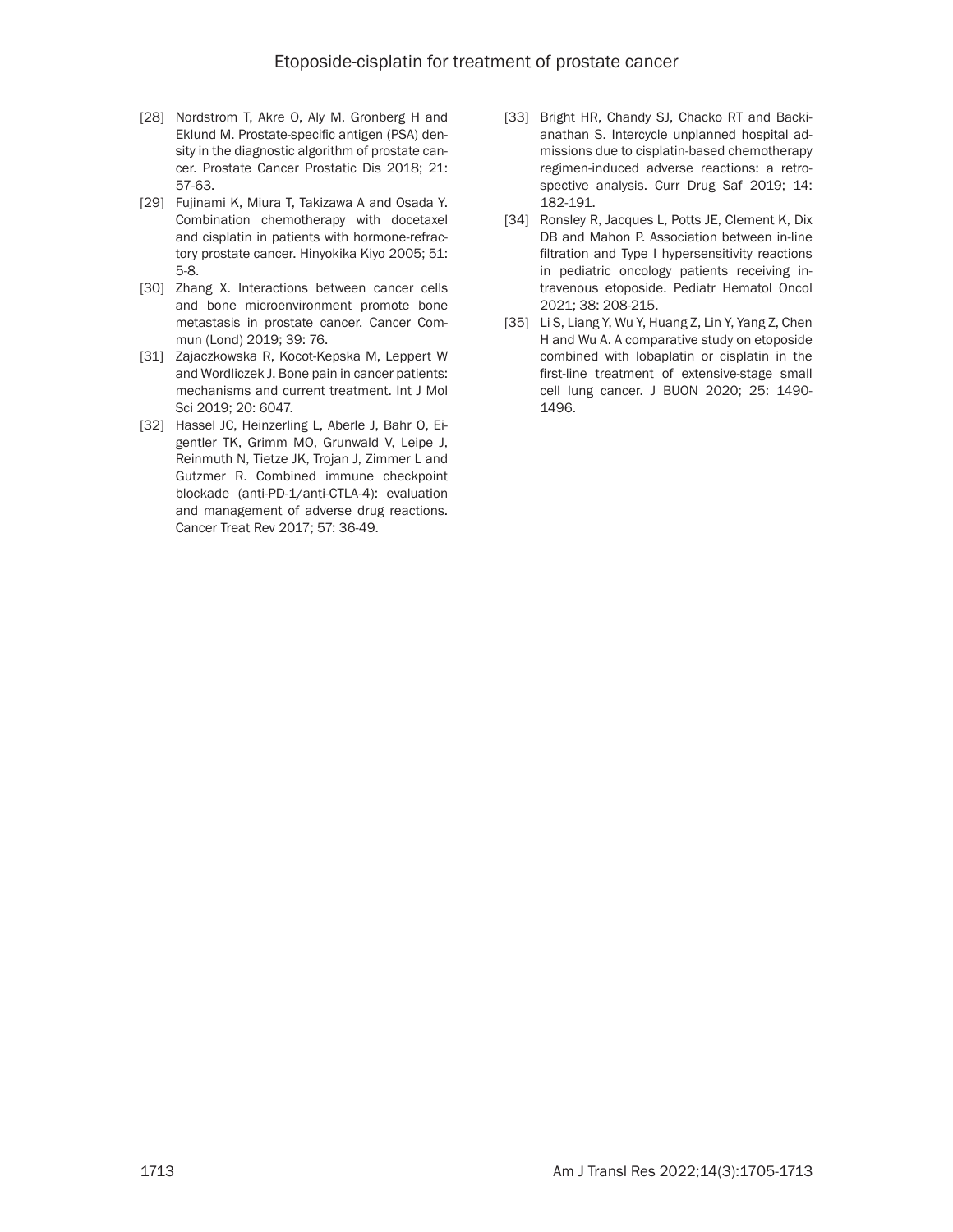[28] Nordstrom T, Akre O, Aly M, Gronberg H and Eklund M. Prostate-specific antigen (PSA) density in the diagnostic algorithm of prostate cancer. Prostate Cancer Prostatic Dis 2018; 21: 57-63.

[29] Fujinami K, Miura T, Takizawa A and Osada Y. Combination chemotherapy with docetaxel and cisplatin in patients with hormone-refractory prostate cancer. Hinyokika Kiyo 2005; 51: 5-8.

[30] Zhang X. Interactions between cancer cells and bone microenvironment promote bone metastasis in prostate cancer. Cancer Commun (Lond) 2019; 39: 76.

[31] Zajaczkowska R, Kocot-Kepska M, Leppert W and Wordliczek J. Bone pain in cancer patients: mechanisms and current treatment. Int J Mol Sci 2019; 20: 6047.

[32] Hassel JC, Heinzerling L, Aberle J, Bahr O, Eigentler TK, Grimm MO, Grunwald V, Leipe J, Reinmuth N, Tietze JK, Trojan J, Zimmer L and Gutzmer R. Combined immune checkpoint blockade (anti-PD-1/anti-CTLA-4): evaluation and management of adverse drug reactions. Cancer Treat Rev 2017; 57: 36-49.

[33] Bright HR, Chandy SJ, Chacko RT and Backianathan S. Intercycle unplanned hospital admissions due to cisplatin-based chemotherapy regimen-induced adverse reactions: a retrospective analysis. Curr Drug Saf 2019; 14: 182-191.

[34] Ronsley R, Jacques L, Potts JE, Clement K, Dix DB and Mahon P. Association between in-line filtration and Type I hypersensitivity reactions in pediatric oncology patients receiving intravenous etoposide. Pediatr Hematol Oncol 2021; 38: 208-215.

[35] Li S, Liang Y, Wu Y, Huang Z, Lin Y, Yang Z, Chen H and Wu A. A comparative study on etoposide combined with lobaplatin or cisplatin in the first-line treatment of extensive-stage small cell lung cancer. J BUON 2020; 25: 1490-1496.